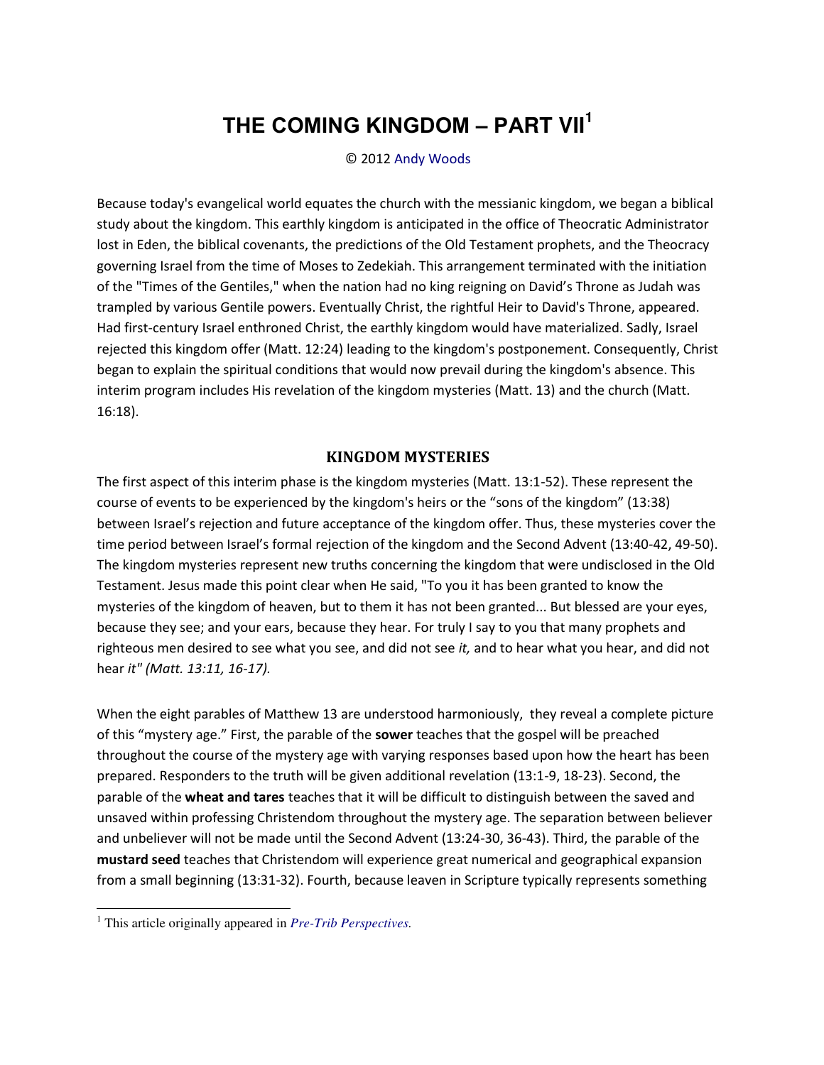# THE COMING KINGDOM – PART VII[1]

© 2012 Andy Woods

Because today's evangelical world equates the church with the messianic kingdom, we began a biblical study about the kingdom. This earthly kingdom is anticipated in the office of Theocratic Administrator lost in Eden, the biblical covenants, the predictions of the Old Testament prophets, and the Theocracy governing Israel from the time of Moses to Zedekiah. This arrangement terminated with the initiation of the "Times of the Gentiles," when the nation had no king reigning on David's Throne as Judah was trampled by various Gentile powers. Eventually Christ, the rightful Heir to David's Throne, appeared. Had first-century Israel enthroned Christ, the earthly kingdom would have materialized. Sadly, Israel rejected this kingdom offer (Matt. 12:24) leading to the kingdom's postponement. Consequently, Christ began to explain the spiritual conditions that would now prevail during the kingdom's absence. This interim program includes His revelation of the kingdom mysteries (Matt. 13) and the church (Matt. 16:18).

## KINGDOM MYSTERIES

The first aspect of this interim phase is the kingdom mysteries (Matt. 13:1-52). These represent the course of events to be experienced by the kingdom's heirs or the "sons of the kingdom" (13:38) between Israel's rejection and future acceptance of the kingdom offer. Thus, these mysteries cover the time period between Israel's formal rejection of the kingdom and the Second Advent (13:40-42, 49-50). The kingdom mysteries represent new truths concerning the kingdom that were undisclosed in the Old Testament. Jesus made this point clear when He said, "To you it has been granted to know the mysteries of the kingdom of heaven, but to them it has not been granted... But blessed are your eyes, because they see; and your ears, because they hear. For truly I say to you that many prophets and righteous men desired to see what you see, and did not see *it,* and to hear what you hear, and did not hear *it" (Matt. 13:11, 16-17).*

When the eight parables of Matthew 13 are understood harmoniously, they reveal a complete picture of this "mystery age." First, the parable of the **sower** teaches that the gospel will be preached throughout the course of the mystery age with varying responses based upon how the heart has been prepared. Responders to the truth will be given additional revelation (13:1-9, 18-23). Second, the parable of the **wheat and tares** teaches that it will be difficult to distinguish between the saved and unsaved within professing Christendom throughout the mystery age. The separation between believer and unbeliever will not be made until the Second Advent (13:24-30, 36-43). Third, the parable of the **mustard seed** teaches that Christendom will experience great numerical and geographical expansion from a small beginning (13:31-32). Fourth, because leaven in Scripture typically represents something

[1] This article originally appeared in *Pre-Trib Perspectives.*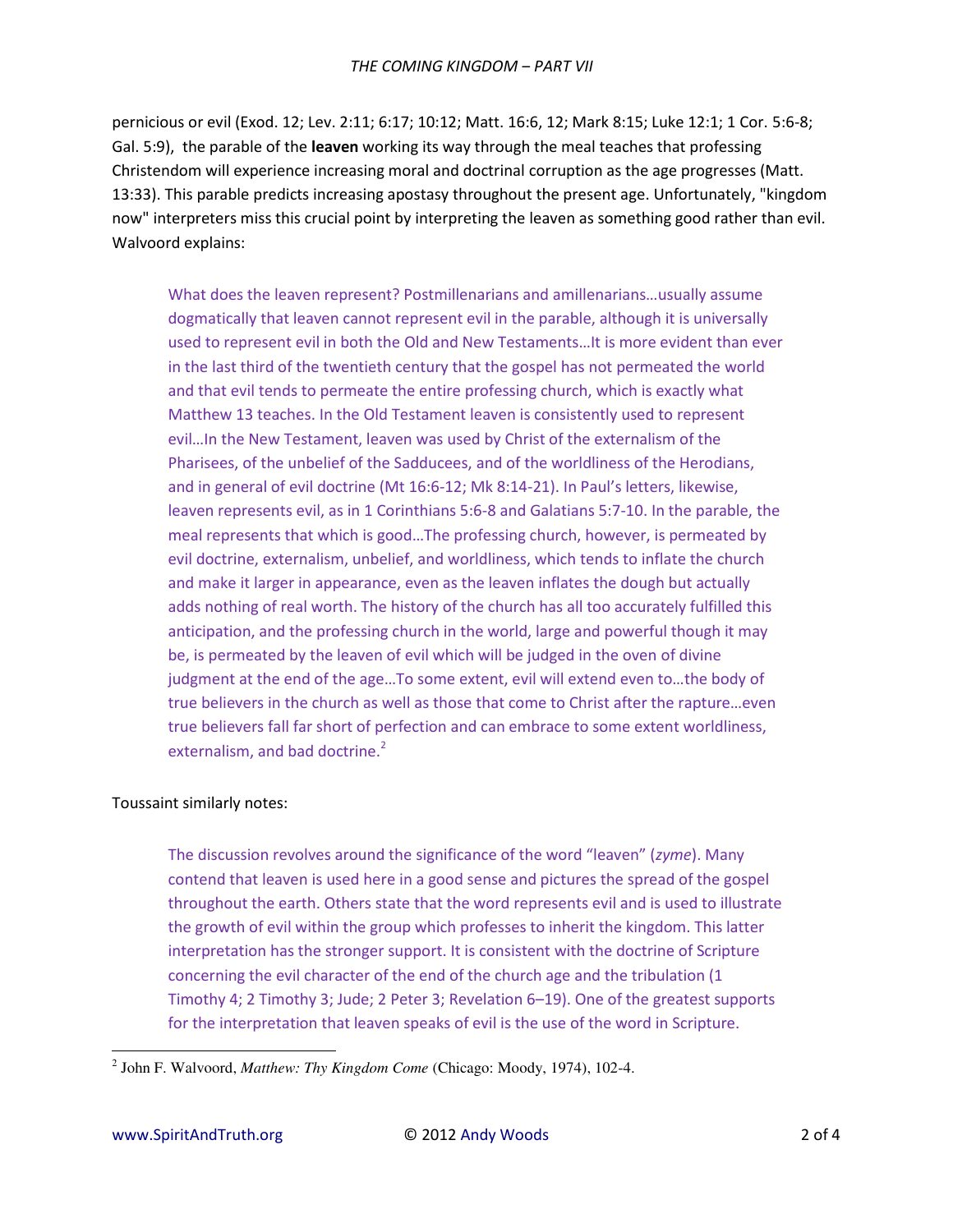pernicious or evil (Exod. 12; Lev. 2:11; 6:17; 10:12; Matt. 16:6, 12; Mark 8:15; Luke 12:1; 1 Cor. 5:6-8; Gal. 5:9), the parable of the **leaven** working its way through the meal teaches that professing Christendom will experience increasing moral and doctrinal corruption as the age progresses (Matt. 13:33). This parable predicts increasing apostasy throughout the present age. Unfortunately, "kingdom now" interpreters miss this crucial point by interpreting the leaven as something good rather than evil. Walvoord explains:

> What does the leaven represent? Postmillenarians and amillenarians…usually assume dogmatically that leaven cannot represent evil in the parable, although it is universally used to represent evil in both the Old and New Testaments…It is more evident than ever in the last third of the twentieth century that the gospel has not permeated the world and that evil tends to permeate the entire professing church, which is exactly what Matthew 13 teaches. In the Old Testament leaven is consistently used to represent evil…In the New Testament, leaven was used by Christ of the externalism of the Pharisees, of the unbelief of the Sadducees, and of the worldliness of the Herodians, and in general of evil doctrine (Mt 16:6-12; Mk 8:14-21). In Paul's letters, likewise, leaven represents evil, as in 1 Corinthians 5:6-8 and Galatians 5:7-10. In the parable, the meal represents that which is good…The professing church, however, is permeated by evil doctrine, externalism, unbelief, and worldliness, which tends to inflate the church and make it larger in appearance, even as the leaven inflates the dough but actually adds nothing of real worth. The history of the church has all too accurately fulfilled this anticipation, and the professing church in the world, large and powerful though it may be, is permeated by the leaven of evil which will be judged in the oven of divine judgment at the end of the age…To some extent, evil will extend even to…the body of true believers in the church as well as those that come to Christ after the rapture…even true believers fall far short of perfection and can embrace to some extent worldliness, externalism, and bad doctrine.[2]

Toussaint similarly notes:

> The discussion revolves around the significance of the word "leaven" (*zyme*). Many contend that leaven is used here in a good sense and pictures the spread of the gospel throughout the earth. Others state that the word represents evil and is used to illustrate the growth of evil within the group which professes to inherit the kingdom. This latter interpretation has the stronger support. It is consistent with the doctrine of Scripture concerning the evil character of the end of the church age and the tribulation (1 Timothy 4; 2 Timothy 3; Jude; 2 Peter 3; Revelation 6–19). One of the greatest supports for the interpretation that leaven speaks of evil is the use of the word in Scripture.

---

[2] John F. Walvoord, *Matthew: Thy Kingdom Come* (Chicago: Moody, 1974), 102-4.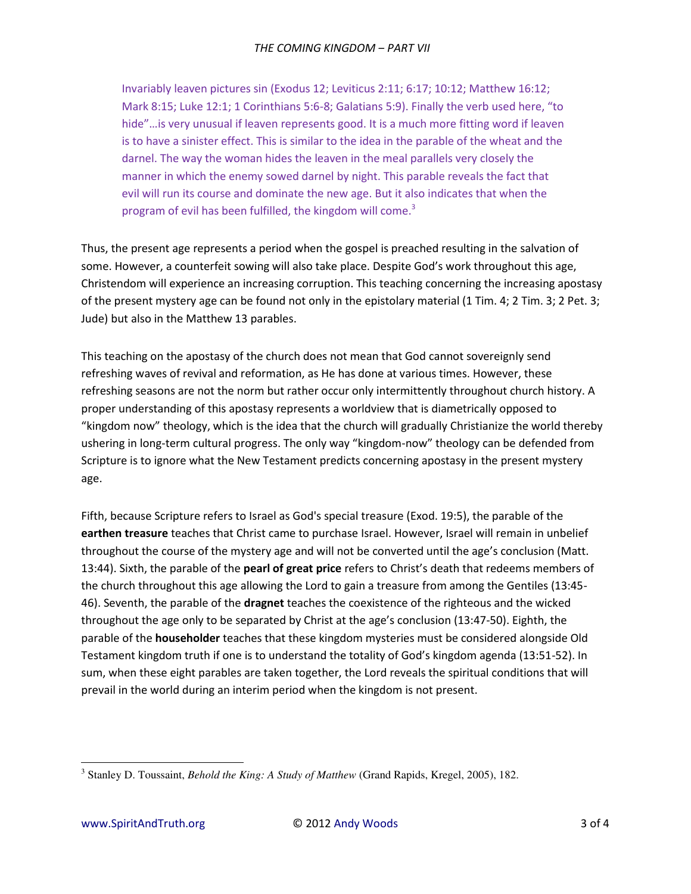> Invariably leaven pictures sin (Exodus 12; Leviticus 2:11; 6:17; 10:12; Matthew 16:12; Mark 8:15; Luke 12:1; 1 Corinthians 5:6-8; Galatians 5:9). Finally the verb used here, "to hide"…is very unusual if leaven represents good. It is a much more fitting word if leaven is to have a sinister effect. This is similar to the idea in the parable of the wheat and the darnel. The way the woman hides the leaven in the meal parallels very closely the manner in which the enemy sowed darnel by night. This parable reveals the fact that evil will run its course and dominate the new age. But it also indicates that when the program of evil has been fulfilled, the kingdom will come.[3]

Thus, the present age represents a period when the gospel is preached resulting in the salvation of some. However, a counterfeit sowing will also take place. Despite God's work throughout this age, Christendom will experience an increasing corruption. This teaching concerning the increasing apostasy of the present mystery age can be found not only in the epistolary material (1 Tim. 4; 2 Tim. 3; 2 Pet. 3; Jude) but also in the Matthew 13 parables.

This teaching on the apostasy of the church does not mean that God cannot sovereignly send refreshing waves of revival and reformation, as He has done at various times. However, these refreshing seasons are not the norm but rather occur only intermittently throughout church history. A proper understanding of this apostasy represents a worldview that is diametrically opposed to "kingdom now" theology, which is the idea that the church will gradually Christianize the world thereby ushering in long-term cultural progress. The only way "kingdom-now" theology can be defended from Scripture is to ignore what the New Testament predicts concerning apostasy in the present mystery age.

Fifth, because Scripture refers to Israel as God's special treasure (Exod. 19:5), the parable of the **earthen treasure** teaches that Christ came to purchase Israel. However, Israel will remain in unbelief throughout the course of the mystery age and will not be converted until the age's conclusion (Matt. 13:44). Sixth, the parable of the **pearl of great price** refers to Christ's death that redeems members of the church throughout this age allowing the Lord to gain a treasure from among the Gentiles (13:45-46). Seventh, the parable of the **dragnet** teaches the coexistence of the righteous and the wicked throughout the age only to be separated by Christ at the age's conclusion (13:47-50). Eighth, the parable of the **householder** teaches that these kingdom mysteries must be considered alongside Old Testament kingdom truth if one is to understand the totality of God's kingdom agenda (13:51-52). In sum, when these eight parables are taken together, the Lord reveals the spiritual conditions that will prevail in the world during an interim period when the kingdom is not present.

---

[3] Stanley D. Toussaint, *Behold the King: A Study of Matthew* (Grand Rapids, Kregel, 2005), 182.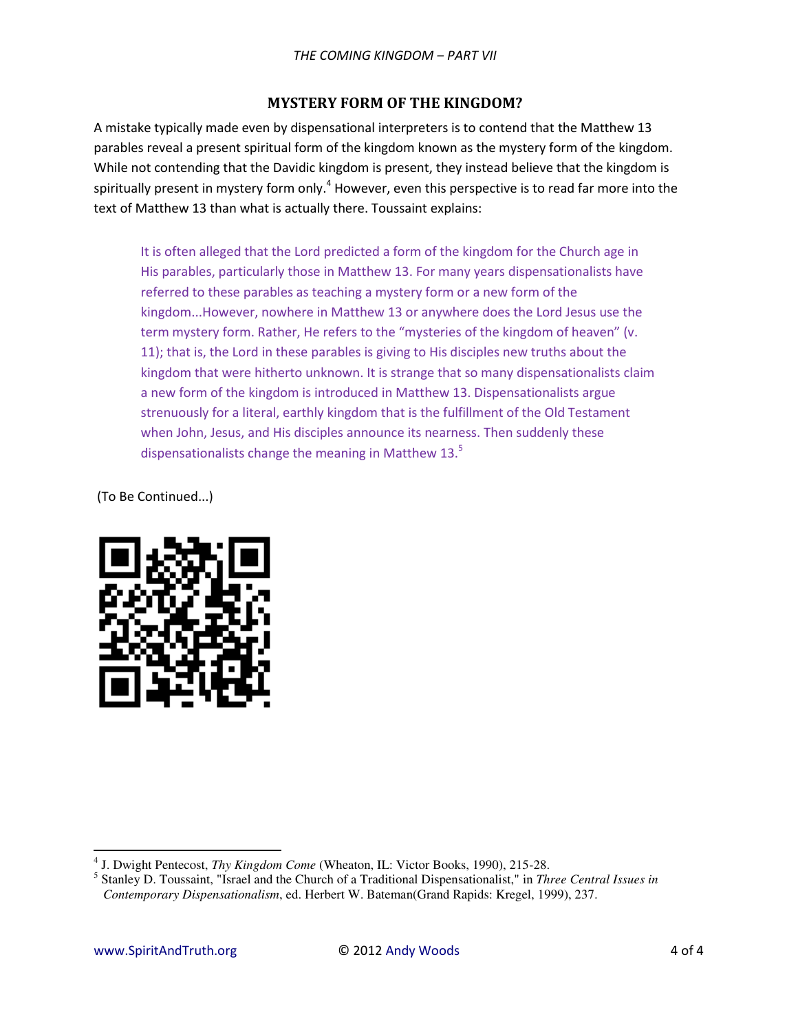## MYSTERY FORM OF THE KINGDOM?

A mistake typically made even by dispensational interpreters is to contend that the Matthew 13 parables reveal a present spiritual form of the kingdom known as the mystery form of the kingdom. While not contending that the Davidic kingdom is present, they instead believe that the kingdom is spiritually present in mystery form only.[4] However, even this perspective is to read far more into the text of Matthew 13 than what is actually there. Toussaint explains:

> It is often alleged that the Lord predicted a form of the kingdom for the Church age in His parables, particularly those in Matthew 13. For many years dispensationalists have referred to these parables as teaching a mystery form or a new form of the kingdom...However, nowhere in Matthew 13 or anywhere does the Lord Jesus use the term mystery form. Rather, He refers to the "mysteries of the kingdom of heaven" (v. 11); that is, the Lord in these parables is giving to His disciples new truths about the kingdom that were hitherto unknown. It is strange that so many dispensationalists claim a new form of the kingdom is introduced in Matthew 13. Dispensationalists argue strenuously for a literal, earthly kingdom that is the fulfillment of the Old Testament when John, Jesus, and His disciples announce its nearness. Then suddenly these dispensationalists change the meaning in Matthew 13.[5]

(To Be Continued...)

---

[4] J. Dwight Pentecost, *Thy Kingdom Come* (Wheaton, IL: Victor Books, 1990), 215-28.

[5] Stanley D. Toussaint, "Israel and the Church of a Traditional Dispensationalist," in *Three Central Issues in Contemporary Dispensationalism*, ed. Herbert W. Bateman(Grand Rapids: Kregel, 1999), 237.

www.SpiritAndTruth.org © 2012 Andy Woods